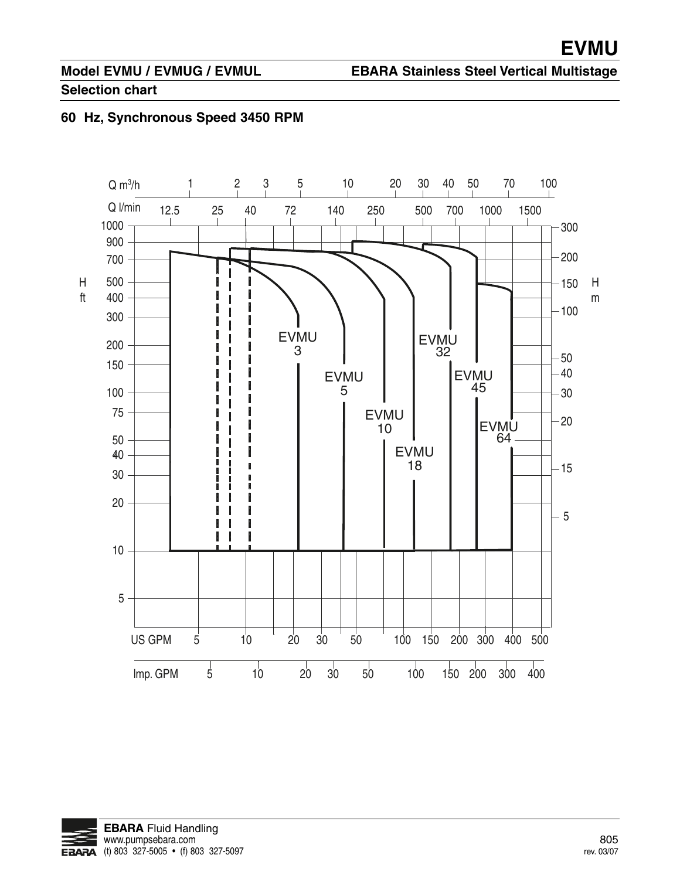# EVMU

**Model EVMU / EVMUG / EVMUL** **EBARA Stainless Steel Vertical Multistage**

## Selection chart

### 60 Hz, Synchronous Speed 3450 RPM

Q m³/h: 1, 2, 3, 5, 10, 20, 30, 40, 50, 70, 100

Q l/min: 12.5, 25, 40, 72, 140, 250, 500, 700, 1000, 1500

H ft: 1000, 900, 700, 500, 400, 300, 200, 150, 100, 75, 50, 40, 30, 20, 10, 5

H m: 300, 200, 150, 100, 50, 40, 30, 20, 15, 5

EVMU 3, EVMU 5, EVMU 10, EVMU 18, EVMU 32, EVMU 45, EVMU 64

US GPM: 5, 10, 20, 30, 50, 100, 150, 200, 300, 400, 500

Imp. GPM: 5, 10, 20, 30, 50, 100, 150, 200, 300, 400

**EBARA** Fluid Handling
www.pumpsebara.com
(t) 803 327-5005 • (f) 803 327-5097

rev. 03/07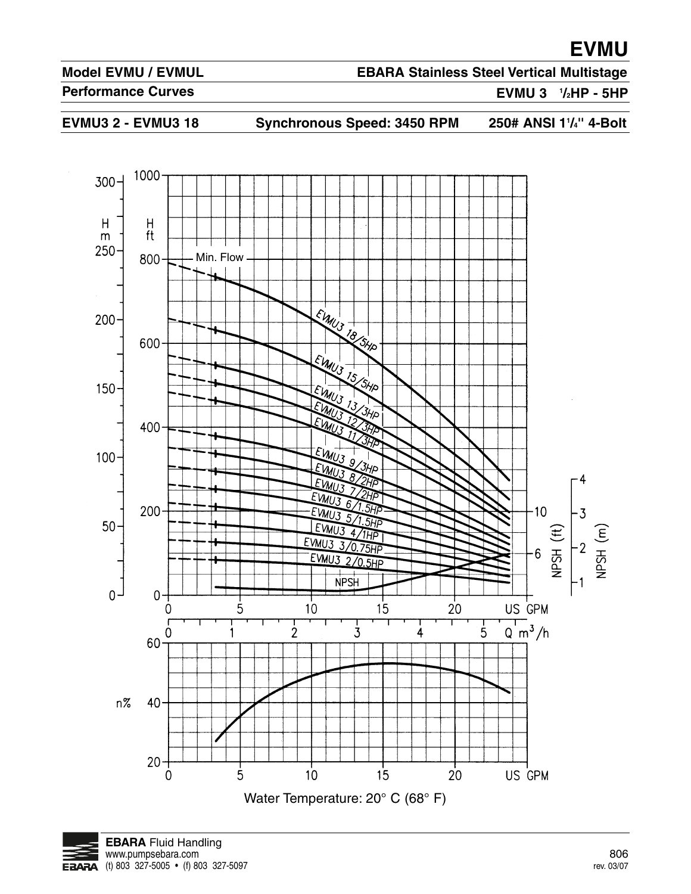# EVMU

**Model EVMU / EVMUL** — **EBARA Stainless Steel Vertical Multistage**

**Performance Curves** — **EVMU 3 ½HP - 5HP**

**EVMU3 2 - EVMU3 18** — **Synchronous Speed: 3450 RPM** — **250# ANSI 1¼" 4-Bolt**

Water Temperature: 20° C (68° F)

**EBARA** Fluid Handling
www.pumpsebara.com
(t) 803 327-5005 • (f) 803 327-5097

rev. 03/07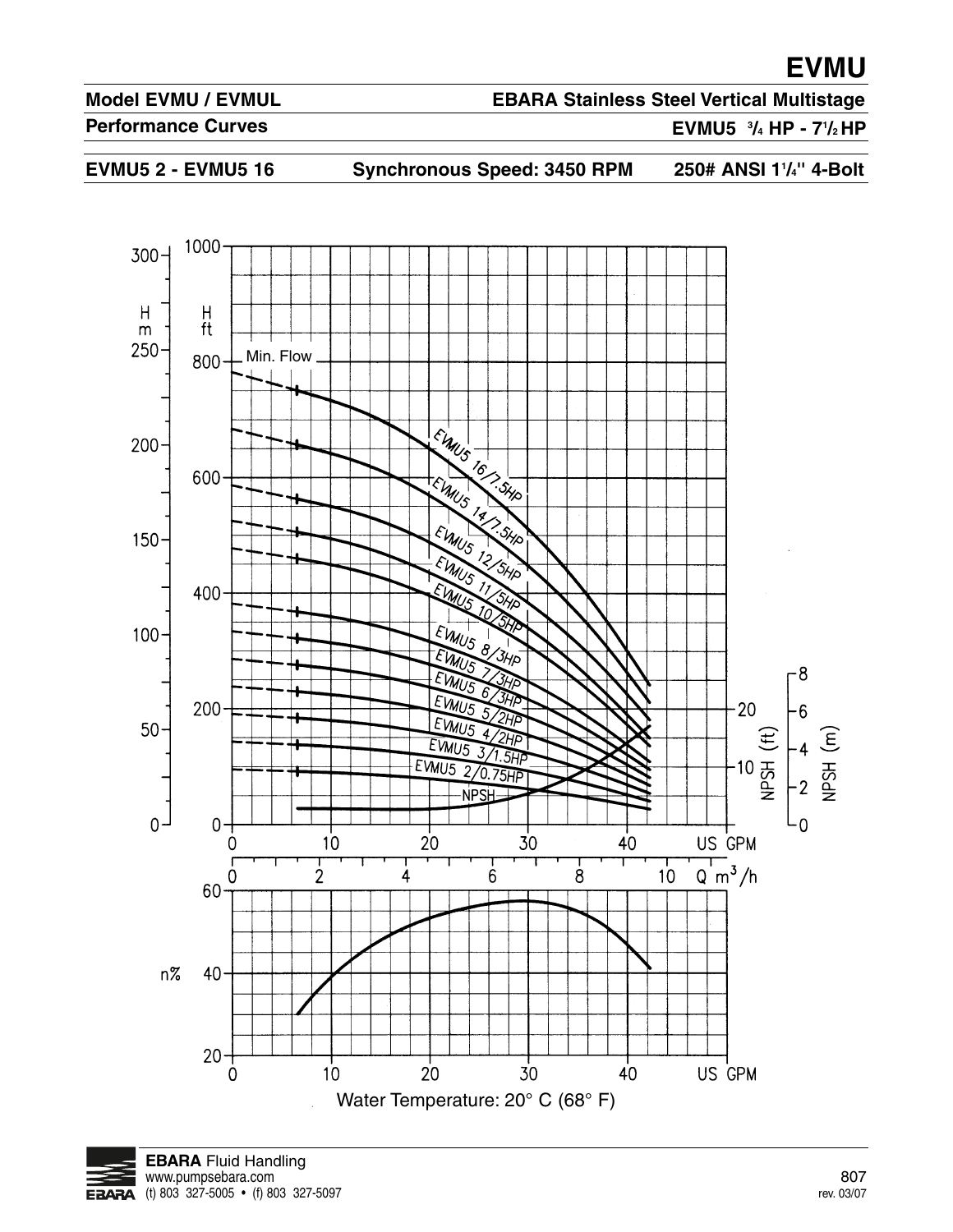# EVMU

**Model EVMU / EVMUL** — **EBARA Stainless Steel Vertical Multistage**

**Performance Curves** — **EVMU5 ¾ HP - 7½ HP**

**EVMU5 2 - EVMU5 16** — **Synchronous Speed: 3450 RPM** — **250# ANSI 1¼" 4-Bolt**

Water Temperature: 20° C (68° F)

**EBARA** Fluid Handling
www.pumpsebara.com
(t) 803 327-5005 • (f) 803 327-5097

rev. 03/07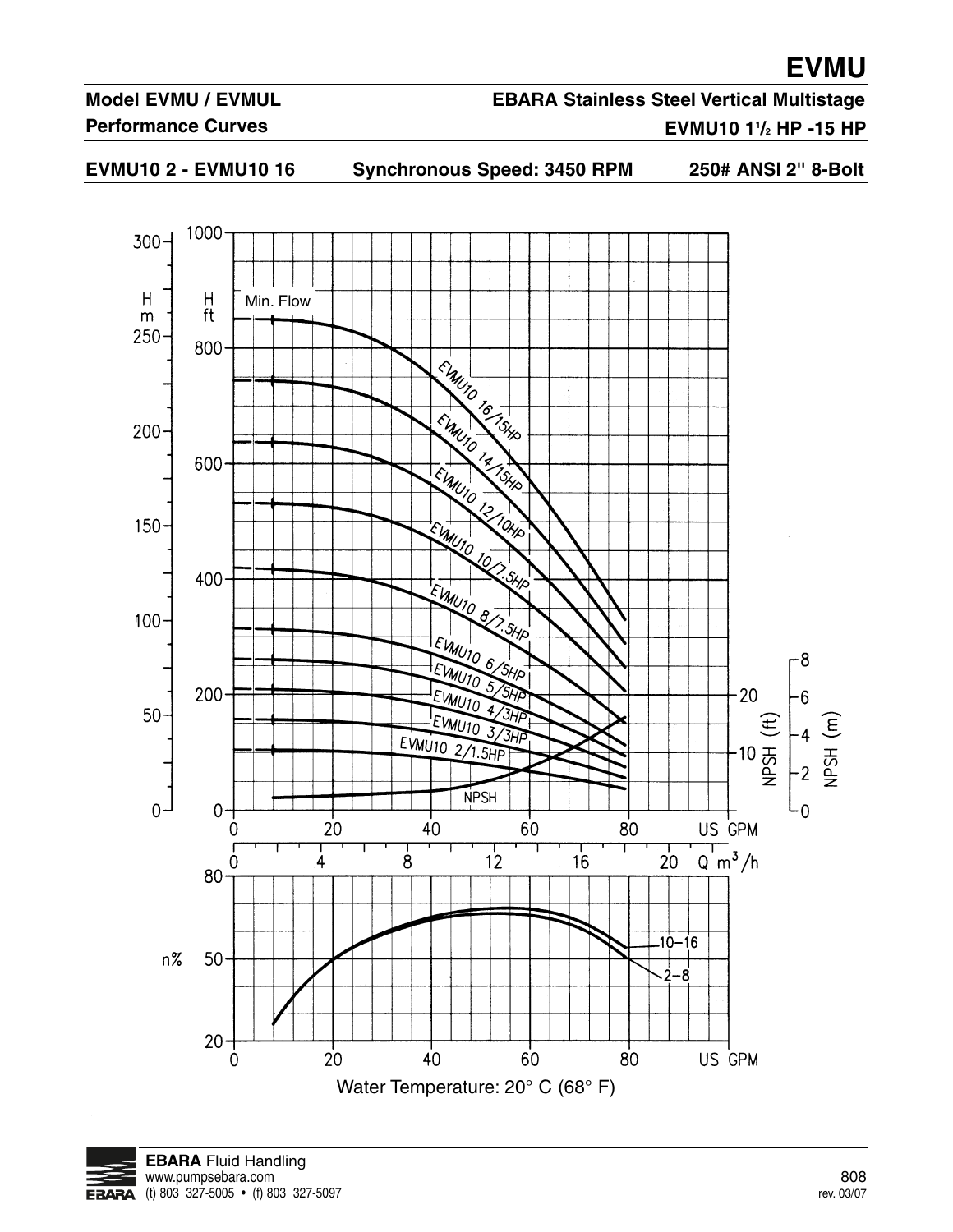# EVMU

**Model EVMU / EVMUL** — **EBARA Stainless Steel Vertical Multistage**

**Performance Curves** — **EVMU10 1½ HP -15 HP**

**EVMU10 2 - EVMU10 16** | **Synchronous Speed: 3450 RPM** | **250# ANSI 2" 8-Bolt**

Min. Flow

EVMU10 16/15HP
EVMU10 14/15HP
EVMU10 12/10HP
EVMU10 10/7.5HP
EVMU10 8/7.5HP
EVMU10 6/5HP
EVMU10 5/5HP
EVMU10 4/3HP
EVMU10 3/3HP
EVMU10 2/1.5HP
NPSH

H m | H ft | US GPM | Q $m^3/h$ | NPSH (ft) | NPSH (m)

η% | 10–16 | 2–8 | US GPM

Water Temperature: 20° C (68° F)

**EBARA** Fluid Handling
www.pumpsebara.com
(t) 803 327-5005 • (f) 803 327-5097

808
rev. 03/07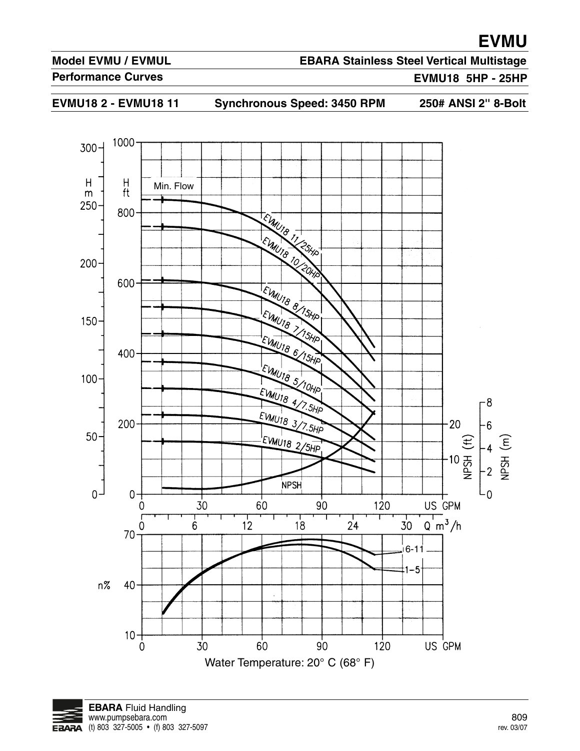# EVMU

**Model EVMU / EVMUL** — **EBARA Stainless Steel Vertical Multistage**

**Performance Curves** — **EVMU18 5HP - 25HP**

**EVMU18 2 - EVMU18 11** | **Synchronous Speed: 3450 RPM** | **250# ANSI 2" 8-Bolt**

Min. Flow

EVMU18 11/25HP
EVMU18 10/20HP
EVMU18 8/15HP
EVMU18 7/15HP
EVMU18 6/15HP
EVMU18 5/10HP
EVMU18 4/7.5HP
EVMU18 3/7.5HP
EVMU18 2/5HP

NPSH

H m | H ft | NPSH (ft) | NPSH (m)

Q US GPM | Q $m^3/h$

n% — 6-11, 1-5

Water Temperature: 20° C (68° F)

**EBARA** Fluid Handling
www.pumpsebara.com
(t) 803 327-5005 • (f) 803 327-5097

rev. 03/07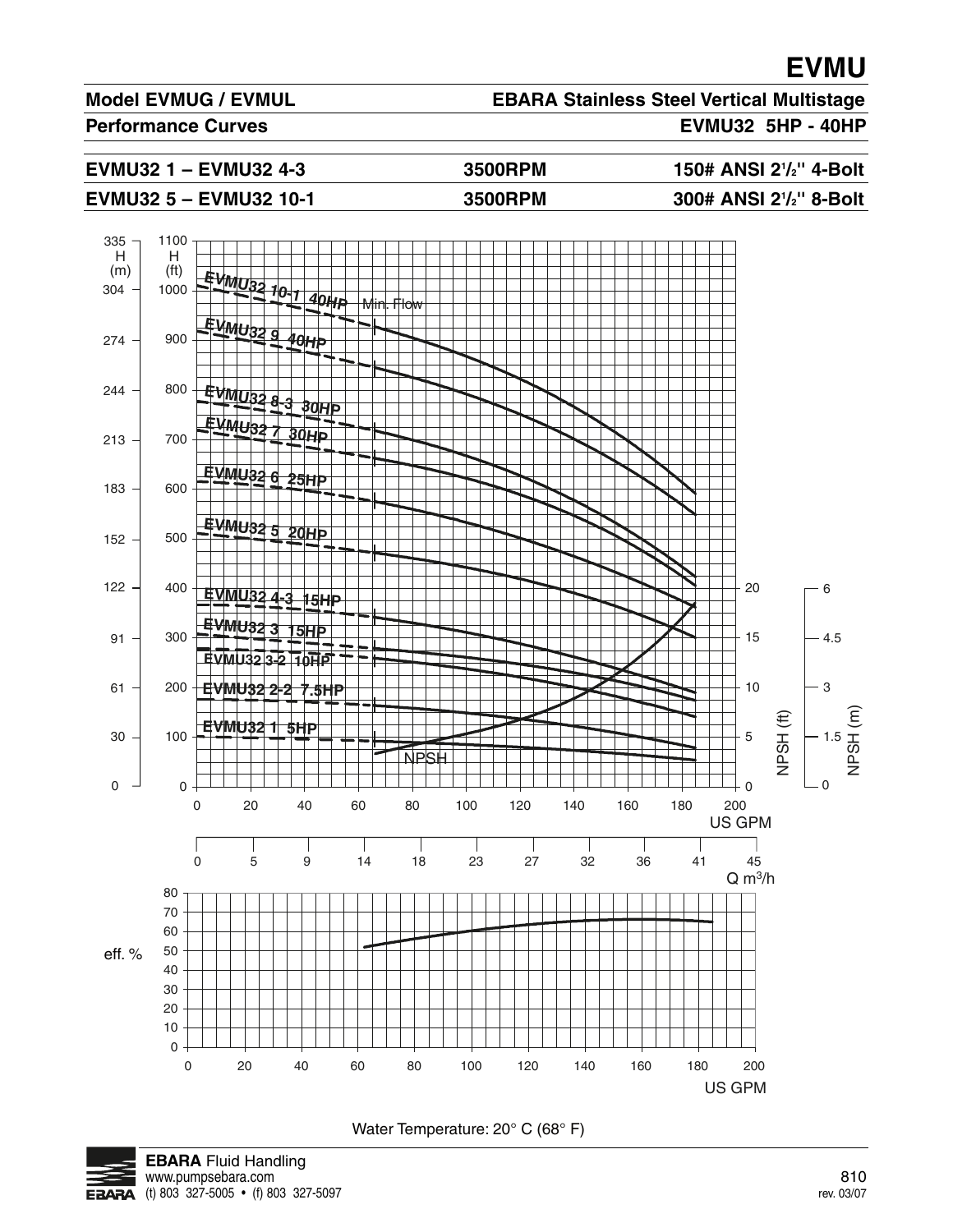# EVMU

**Model EVMUG / EVMUL** — **EBARA Stainless Steel Vertical Multistage**

**Performance Curves** — **EVMU32 5HP - 40HP**

| | | |
|---|---|---|
| **EVMU32 1 – EVMU32 4-3** | **3500RPM** | **150# ANSI 2½" 4-Bolt** |
| **EVMU32 5 – EVMU32 10-1** | **3500RPM** | **300# ANSI 2½" 8-Bolt** |

EVMU32 10-1 40HP
Min. Flow
EVMU32 9 40HP
EVMU32 8-3 30HP
EVMU32 7 30HP
EVMU32 6 25HP
EVMU32 5 20HP
EVMU32 4-3 15HP
EVMU32 3 15HP
EVMU32 3-2 10HP
EVMU32 2-2 7.5HP
EVMU32 1 5HP
NPSH

H (m): 0, 30, 61, 91, 122, 152, 183, 213, 244, 274, 304, 335
H (ft): 0, 100, 200, 300, 400, 500, 600, 700, 800, 900, 1000, 1100
NPSH (ft): 0, 5, 10, 15, 20
NPSH (m): 0, 1.5, 3, 4.5, 6
US GPM: 0, 20, 40, 60, 80, 100, 120, 140, 160, 180, 200
Q m³/h: 0, 5, 9, 14, 18, 23, 27, 32, 36, 41, 45

eff. %: 0, 10, 20, 30, 40, 50, 60, 70, 80
US GPM: 0, 20, 40, 60, 80, 100, 120, 140, 160, 180, 200

Water Temperature: 20° C (68° F)

**EBARA** Fluid Handling
www.pumpsebara.com
(t) 803 327-5005 • (f) 803 327-5097

rev. 03/07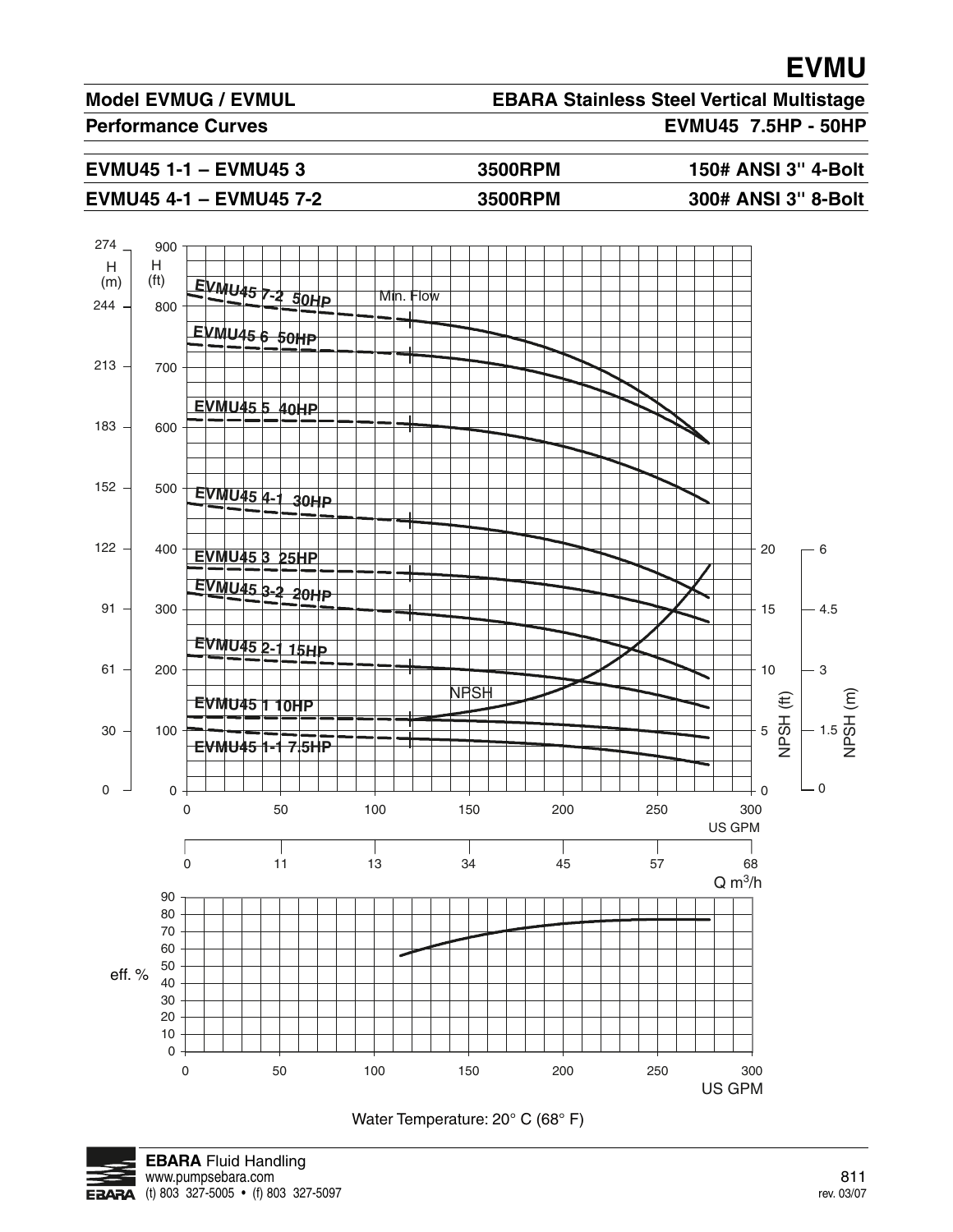# EVMU

**Model EVMUG / EVMUL** — **EBARA Stainless Steel Vertical Multistage**

**Performance Curves** — **EVMU45 7.5HP - 50HP**

| | | |
|---|---|---|
| **EVMU45 1-1 – EVMU45 3** | **3500RPM** | **150# ANSI 3" 4-Bolt** |
| **EVMU45 4-1 – EVMU45 7-2** | **3500RPM** | **300# ANSI 3" 8-Bolt** |

EVMU45 7-2 50HP
EVMU45 6 50HP
EVMU45 5 40HP
EVMU45 4-1 30HP
EVMU45 3 25HP
EVMU45 3-2 20HP
EVMU45 2-1 15HP
EVMU45 1 10HP
EVMU45 1-1 7.5HP

Min. Flow

NPSH

H (m) / H (ft)

NPSH (ft) / NPSH (m)

US GPM

Q m3/h

eff. %

Water Temperature: 20° C (68° F)

**EBARA** Fluid Handling
www.pumpsebara.com
(t) 803 327-5005 • (f) 803 327-5097

rev. 03/07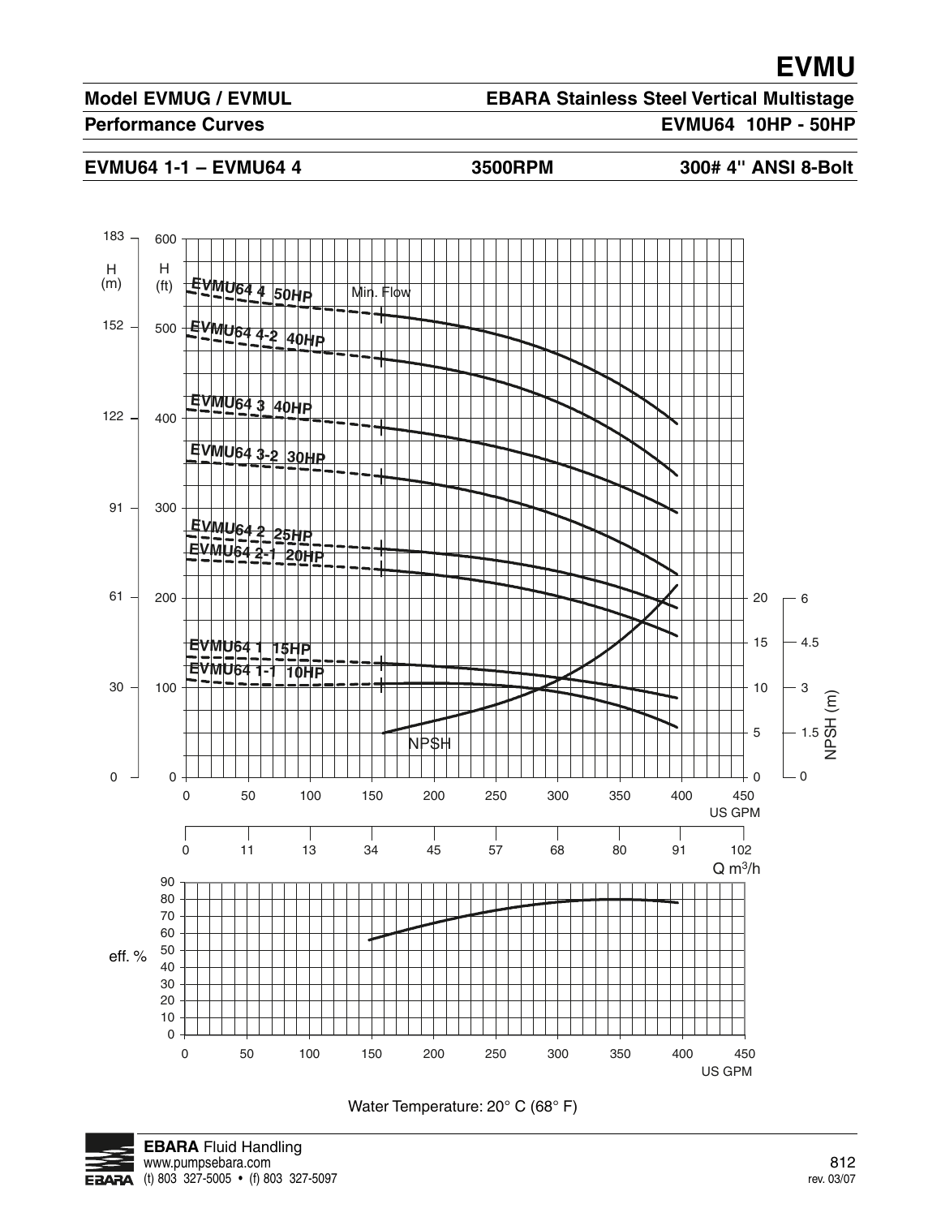# EVMU

**Model EVMUG / EVMUL** **EBARA Stainless Steel Vertical Multistage**

**Performance Curves** **EVMU64 10HP - 50HP**

**EVMU64 1-1 – EVMU64 4** **3500RPM** **300# 4" ANSI 8-Bolt**

H (m)
H (ft)
183
152
122
91
61
30
0
600
500
400
300
200
100
0

EVMU64 4 50HP
Min. Flow
EVMU64 4-2 40HP
EVMU64 3 40HP
EVMU64 3-2 30HP
EVMU64 2 25HP
EVMU64 2-1 20HP
EVMU64 1 15HP
EVMU64 1-1 10HP
NPSH

20
15
10
5
0
6
4.5
3
1.5
0
NPSH (m)

0 50 100 150 200 250 300 350 400 450
US GPM

0 11 13 34 45 57 68 80 91 102
Q m³/h

eff. %
90
80
70
60
50
40
30
20
10
0

0 50 100 150 200 250 300 350 400 450
US GPM

Water Temperature: 20° C (68° F)

**EBARA** Fluid Handling
www.pumpsebara.com
(t) 803 327-5005 • (f) 803 327-5097

rev. 03/07